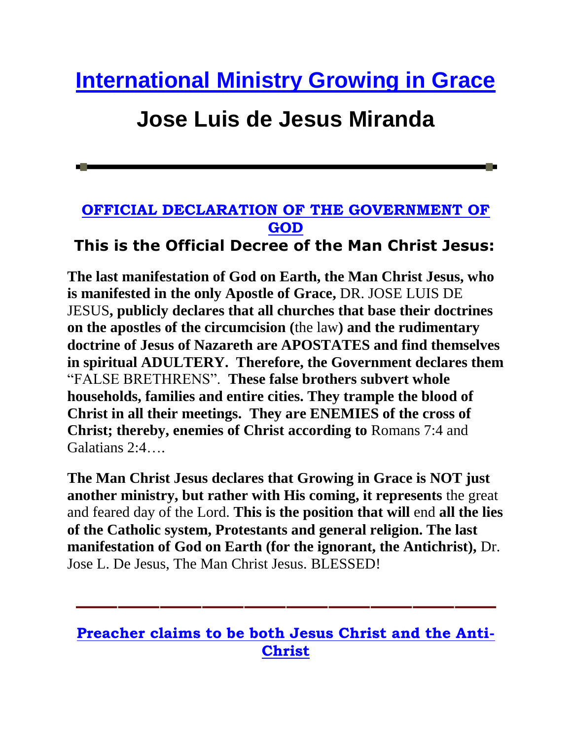# International Ministry Growing in Grace

# Jose Luis de Jesus Miranda

---

### OFFICIAL DECLARATION OF THE GOVERNMENT OF GOD

### This is the Official Decree of the Man Christ Jesus:

**The last manifestation of God on Earth, the Man Christ Jesus, who is manifested in the only Apostle of Grace,** DR. JOSE LUIS DE JESUS**, publicly declares that all churches that base their doctrines on the apostles of the circumcision (**the law**) and the rudimentary doctrine of Jesus of Nazareth are APOSTATES and find themselves in spiritual ADULTERY. Therefore, the Government declares them** "FALSE BRETHRENS". **These false brothers subvert whole households, families and entire cities. They trample the blood of Christ in all their meetings. They are ENEMIES of the cross of Christ; thereby, enemies of Christ according to** Romans 7:4 and Galatians 2:4….

**The Man Christ Jesus declares that Growing in Grace is NOT just another ministry, but rather with His coming, it represents** the great and feared day of the Lord. **This is the position that will** end **all the lies of the Catholic system, Protestants and general religion. The last manifestation of God on Earth (for the ignorant, the Antichrist),** Dr. Jose L. De Jesus, The Man Christ Jesus. BLESSED!

---

### Preacher claims to be both Jesus Christ and the Anti-Christ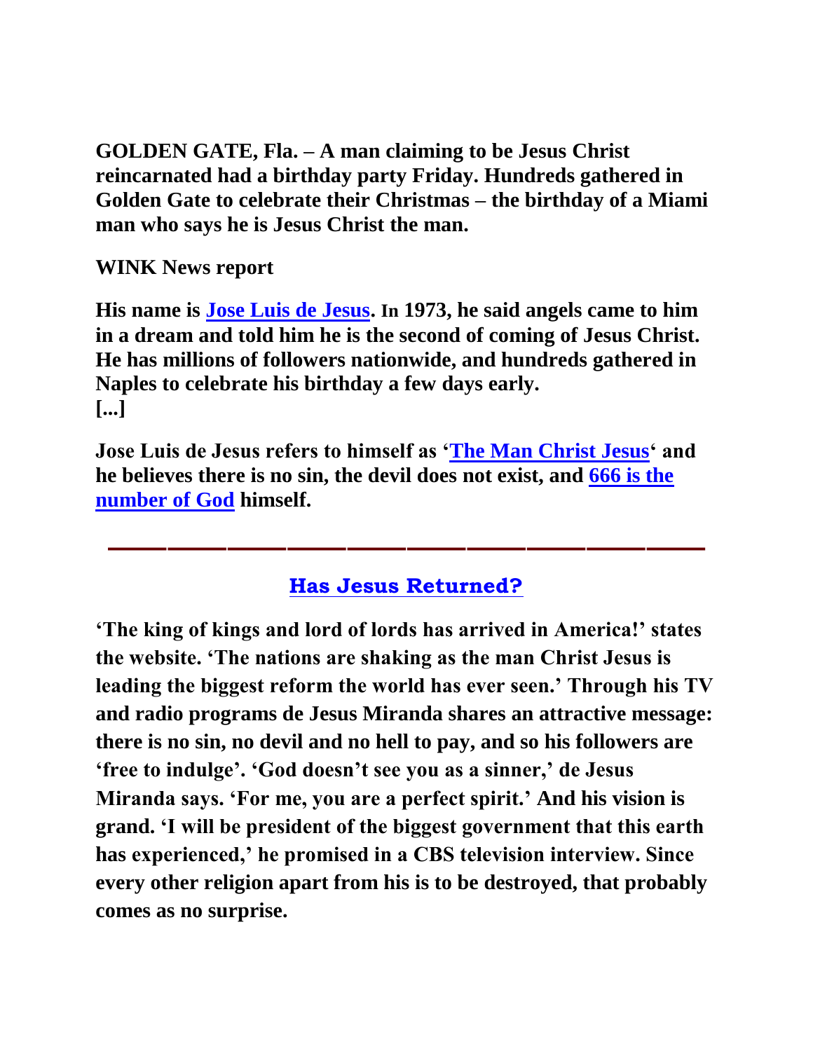**GOLDEN GATE, Fla. – A man claiming to be Jesus Christ reincarnated had a birthday party Friday. Hundreds gathered in Golden Gate to celebrate their Christmas – the birthday of a Miami man who says he is Jesus Christ the man.**

**WINK News report**

**His name is Jose Luis de Jesus. In 1973, he said angels came to him in a dream and told him he is the second of coming of Jesus Christ. He has millions of followers nationwide, and hundreds gathered in Naples to celebrate his birthday a few days early.**
**[...]**

**Jose Luis de Jesus refers to himself as 'The Man Christ Jesus' and he believes there is no sin, the devil does not exist, and 666 is the number of God himself.**

---

## Has Jesus Returned?

**'The king of kings and lord of lords has arrived in America!' states the website. 'The nations are shaking as the man Christ Jesus is leading the biggest reform the world has ever seen.' Through his TV and radio programs de Jesus Miranda shares an attractive message: there is no sin, no devil and no hell to pay, and so his followers are 'free to indulge'. 'God doesn't see you as a sinner,' de Jesus Miranda says. 'For me, you are a perfect spirit.' And his vision is grand. 'I will be president of the biggest government that this earth has experienced,' he promised in a CBS television interview. Since every other religion apart from his is to be destroyed, that probably comes as no surprise.**